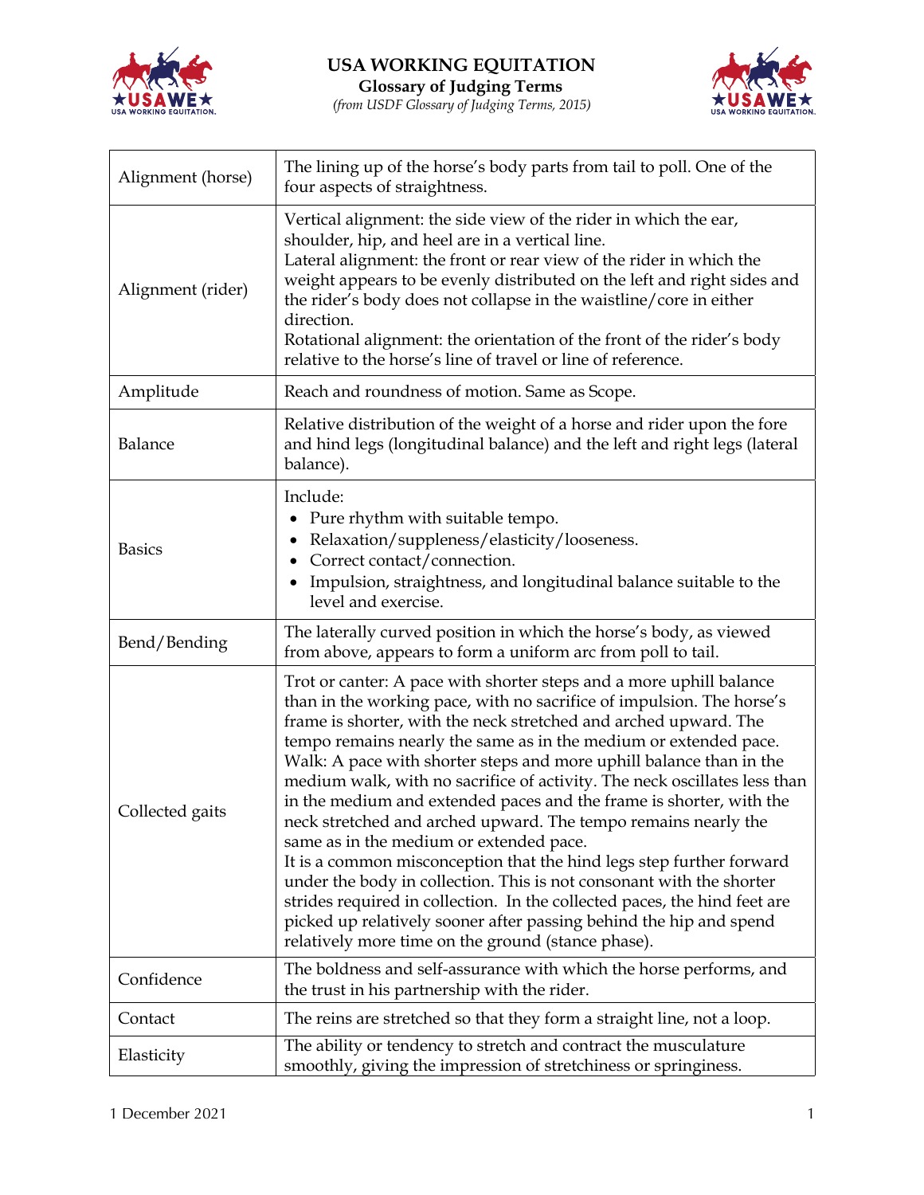# USA WORKING EQUATION

## Glossary of Judging Terms

*(from USDF Glossary of Judging Terms, 2015)*

| Term | Definition |
|---|---|
| Alignment (horse) | The lining up of the horse's body parts from tail to poll. One of the four aspects of straightness. |
| Alignment (rider) | Vertical alignment: the side view of the rider in which the ear, shoulder, hip, and heel are in a vertical line.<br>Lateral alignment: the front or rear view of the rider in which the weight appears to be evenly distributed on the left and right sides and the rider's body does not collapse in the waistline/core in either direction.<br>Rotational alignment: the orientation of the front of the rider's body relative to the horse's line of travel or line of reference. |
| Amplitude | Reach and roundness of motion. Same as Scope. |
| Balance | Relative distribution of the weight of a horse and rider upon the fore and hind legs (longitudinal balance) and the left and right legs (lateral balance). |
| Basics | Include:<br>• Pure rhythm with suitable tempo.<br>• Relaxation/suppleness/elasticity/looseness.<br>• Correct contact/connection.<br>• Impulsion, straightness, and longitudinal balance suitable to the level and exercise. |
| Bend/Bending | The laterally curved position in which the horse's body, as viewed from above, appears to form a uniform arc from poll to tail. |
| Collected gaits | Trot or canter: A pace with shorter steps and a more uphill balance than in the working pace, with no sacrifice of impulsion. The horse's frame is shorter, with the neck stretched and arched upward. The tempo remains nearly the same as in the medium or extended pace.<br>Walk: A pace with shorter steps and more uphill balance than in the medium walk, with no sacrifice of activity. The neck oscillates less than in the medium and extended paces and the frame is shorter, with the neck stretched and arched upward. The tempo remains nearly the same as in the medium or extended pace.<br>It is a common misconception that the hind legs step further forward under the body in collection. This is not consonant with the shorter strides required in collection. In the collected paces, the hind feet are picked up relatively sooner after passing behind the hip and spend relatively more time on the ground (stance phase). |
| Confidence | The boldness and self-assurance with which the horse performs, and the trust in his partnership with the rider. |
| Contact | The reins are stretched so that they form a straight line, not a loop. |
| Elasticity | The ability or tendency to stretch and contract the musculature smoothly, giving the impression of stretchiness or springiness. |

1 December 2021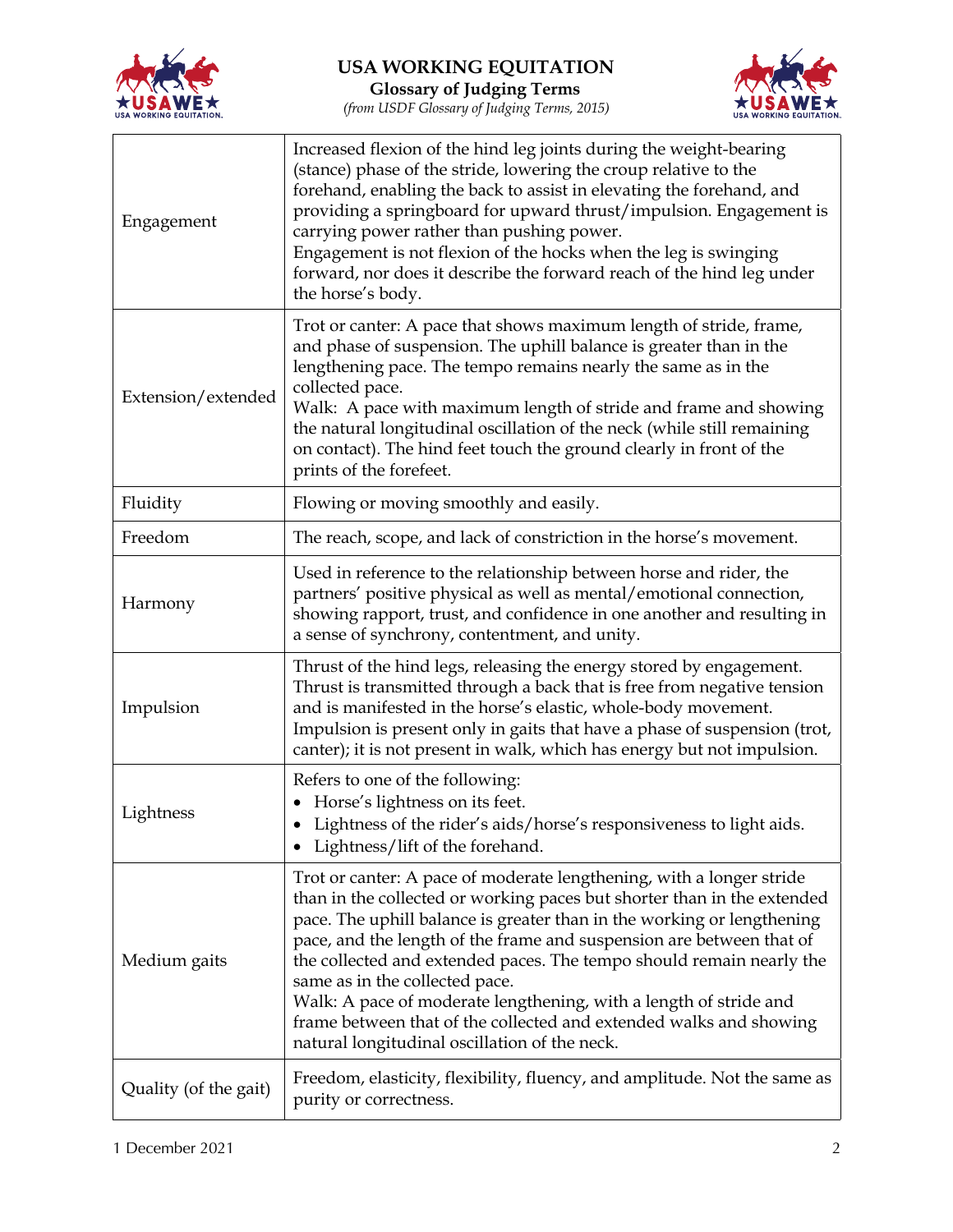| Term | Definition |
|---|---|
| Engagement | Increased flexion of the hind leg joints during the weight-bearing (stance) phase of the stride, lowering the croup relative to the forehand, enabling the back to assist in elevating the forehand, and providing a springboard for upward thrust/impulsion. Engagement is carrying power rather than pushing power.<br>Engagement is not flexion of the hocks when the leg is swinging forward, nor does it describe the forward reach of the hind leg under the horse's body. |
| Extension/extended | Trot or canter: A pace that shows maximum length of stride, frame, and phase of suspension. The uphill balance is greater than in the lengthening pace. The tempo remains nearly the same as in the collected pace.<br>Walk: A pace with maximum length of stride and frame and showing the natural longitudinal oscillation of the neck (while still remaining on contact). The hind feet touch the ground clearly in front of the prints of the forefeet. |
| Fluidity | Flowing or moving smoothly and easily. |
| Freedom | The reach, scope, and lack of constriction in the horse's movement. |
| Harmony | Used in reference to the relationship between horse and rider, the partners' positive physical as well as mental/emotional connection, showing rapport, trust, and confidence in one another and resulting in a sense of synchrony, contentment, and unity. |
| Impulsion | Thrust of the hind legs, releasing the energy stored by engagement. Thrust is transmitted through a back that is free from negative tension and is manifested in the horse's elastic, whole-body movement. Impulsion is present only in gaits that have a phase of suspension (trot, canter); it is not present in walk, which has energy but not impulsion. |
| Lightness | Refers to one of the following:<br>• Horse's lightness on its feet.<br>• Lightness of the rider's aids/horse's responsiveness to light aids.<br>• Lightness/lift of the forehand. |
| Medium gaits | Trot or canter: A pace of moderate lengthening, with a longer stride than in the collected or working paces but shorter than in the extended pace. The uphill balance is greater than in the working or lengthening pace, and the length of the frame and suspension are between that of the collected and extended paces. The tempo should remain nearly the same as in the collected pace.<br>Walk: A pace of moderate lengthening, with a length of stride and frame between that of the collected and extended walks and showing natural longitudinal oscillation of the neck. |
| Quality (of the gait) | Freedom, elasticity, flexibility, fluency, and amplitude. Not the same as purity or correctness. |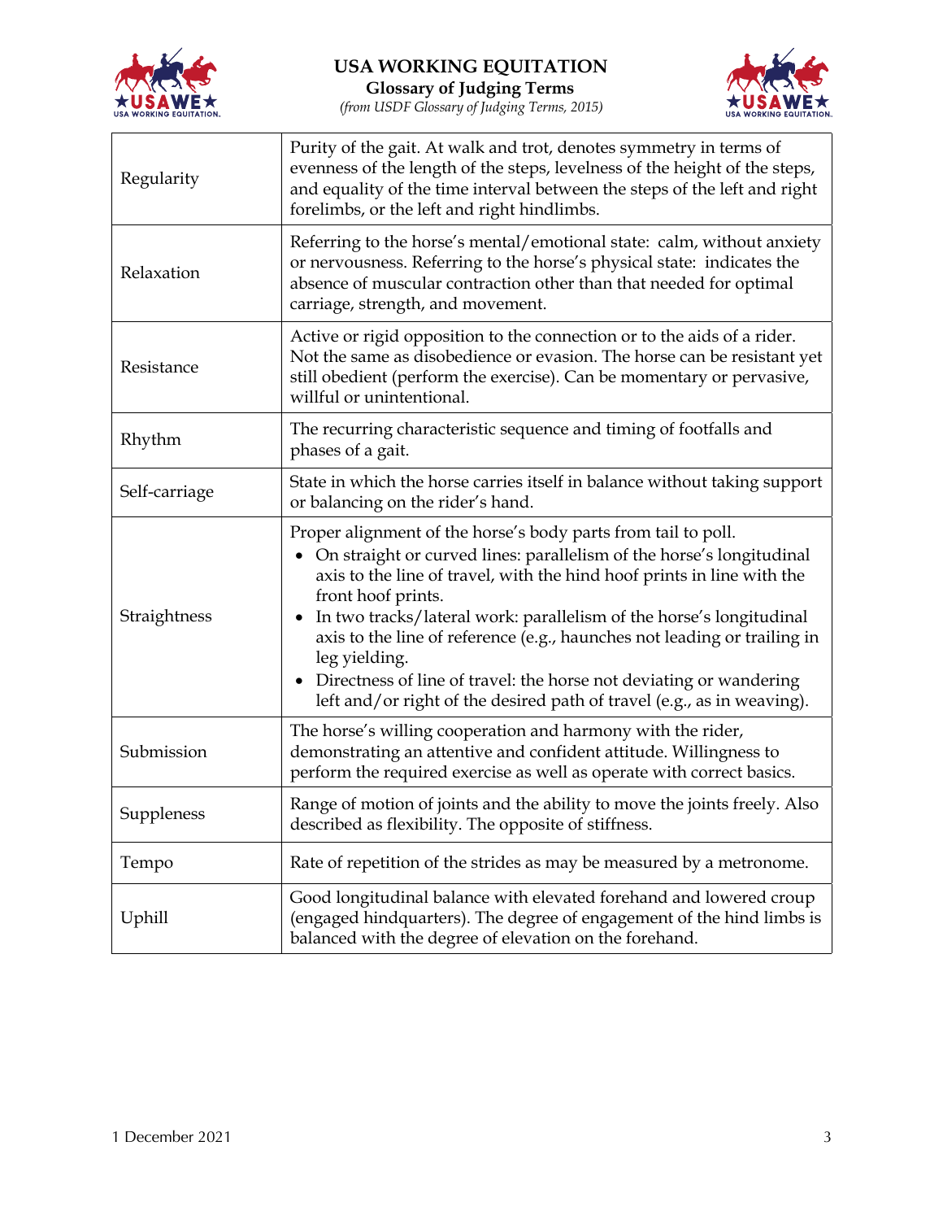| | |
|---|---|
| Regularity | Purity of the gait. At walk and trot, denotes symmetry in terms of evenness of the length of the steps, levelness of the height of the steps, and equality of the time interval between the steps of the left and right forelimbs, or the left and right hindlimbs. |
| Relaxation | Referring to the horse's mental/emotional state: calm, without anxiety or nervousness. Referring to the horse's physical state: indicates the absence of muscular contraction other than that needed for optimal carriage, strength, and movement. |
| Resistance | Active or rigid opposition to the connection or to the aids of a rider. Not the same as disobedience or evasion. The horse can be resistant yet still obedient (perform the exercise). Can be momentary or pervasive, willful or unintentional. |
| Rhythm | The recurring characteristic sequence and timing of footfalls and phases of a gait. |
| Self-carriage | State in which the horse carries itself in balance without taking support or balancing on the rider's hand. |
| Straightness | Proper alignment of the horse's body parts from tail to poll.<br>• On straight or curved lines: parallelism of the horse's longitudinal axis to the line of travel, with the hind hoof prints in line with the front hoof prints.<br>• In two tracks/lateral work: parallelism of the horse's longitudinal axis to the line of reference (e.g., haunches not leading or trailing in leg yielding.<br>• Directness of line of travel: the horse not deviating or wandering left and/or right of the desired path of travel (e.g., as in weaving). |
| Submission | The horse's willing cooperation and harmony with the rider, demonstrating an attentive and confident attitude. Willingness to perform the required exercise as well as operate with correct basics. |
| Suppleness | Range of motion of joints and the ability to move the joints freely. Also described as flexibility. The opposite of stiffness. |
| Tempo | Rate of repetition of the strides as may be measured by a metronome. |
| Uphill | Good longitudinal balance with elevated forehand and lowered croup (engaged hindquarters). The degree of engagement of the hind limbs is balanced with the degree of elevation on the forehand. |